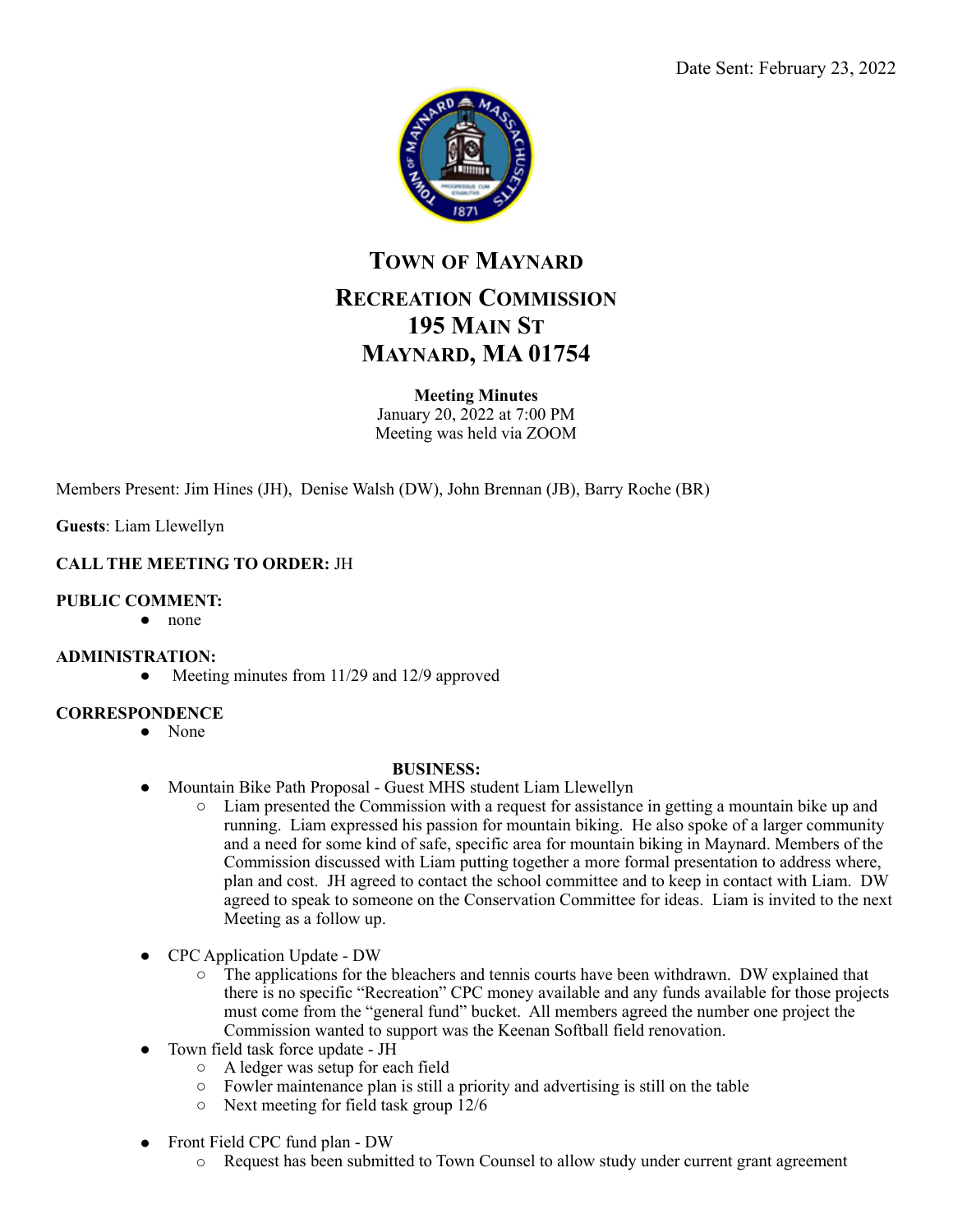Date Sent: February 23, 2022

# Town of Maynard

## Recreation Commission
## 195 Main St
## Maynard, MA 01754

**Meeting Minutes**
January 20, 2022 at 7:00 PM
Meeting was held via ZOOM

Members Present: Jim Hines (JH), Denise Walsh (DW), John Brennan (JB), Barry Roche (BR)

**Guests**: Liam Llewellyn

**CALL THE MEETING TO ORDER:** JH

**PUBLIC COMMENT:**

- none

**ADMINISTRATION:**

- Meeting minutes from 11/29 and 12/9 approved

**CORRESPONDENCE**

- None

**BUSINESS:**

- Mountain Bike Path Proposal - Guest MHS student Liam Llewellyn
  - Liam presented the Commission with a request for assistance in getting a mountain bike up and running. Liam expressed his passion for mountain biking. He also spoke of a larger community and a need for some kind of safe, specific area for mountain biking in Maynard. Members of the Commission discussed with Liam putting together a more formal presentation to address where, plan and cost. JH agreed to contact the school committee and to keep in contact with Liam. DW agreed to speak to someone on the Conservation Committee for ideas. Liam is invited to the next Meeting as a follow up.
- CPC Application Update - DW
  - The applications for the bleachers and tennis courts have been withdrawn. DW explained that there is no specific "Recreation" CPC money available and any funds available for those projects must come from the "general fund" bucket. All members agreed the number one project the Commission wanted to support was the Keenan Softball field renovation.
- Town field task force update - JH
  - A ledger was setup for each field
  - Fowler maintenance plan is still a priority and advertising is still on the table
  - Next meeting for field task group 12/6
- Front Field CPC fund plan - DW
  - Request has been submitted to Town Counsel to allow study under current grant agreement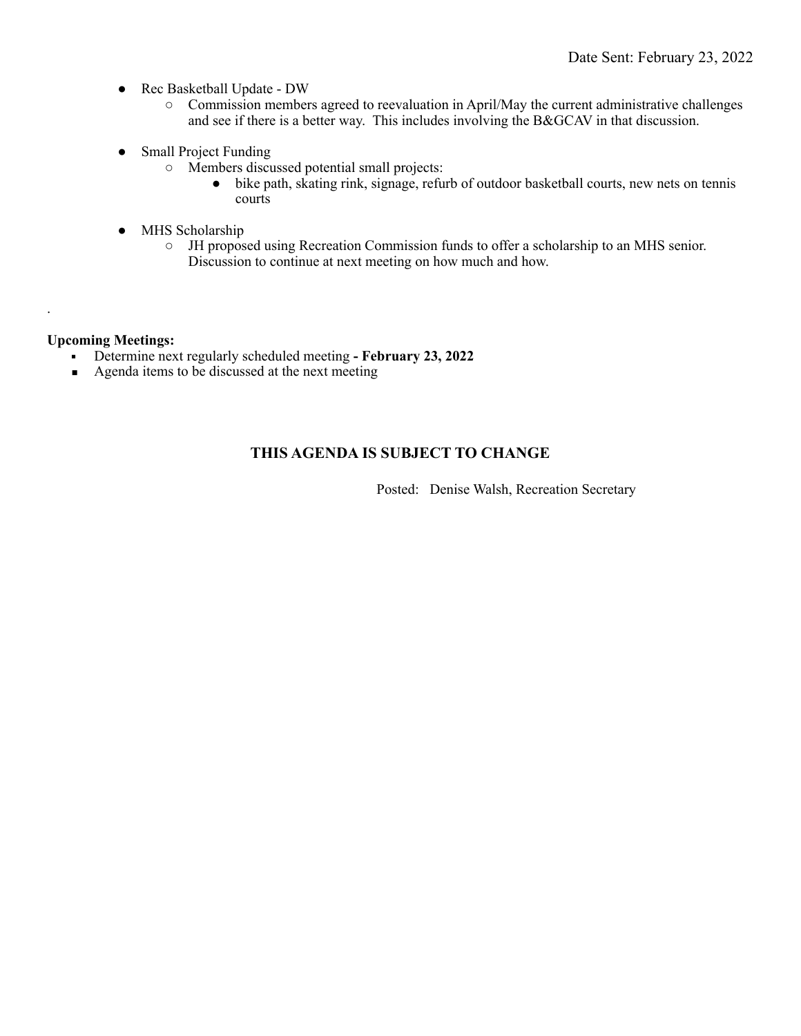Date Sent: February 23, 2022

- Rec Basketball Update - DW
  - Commission members agreed to reevaluation in April/May the current administrative challenges and see if there is a better way. This includes involving the B&GCAV in that discussion.

- Small Project Funding
  - Members discussed potential small projects:
    - bike path, skating rink, signage, refurb of outdoor basketball courts, new nets on tennis courts

- MHS Scholarship
  - JH proposed using Recreation Commission funds to offer a scholarship to an MHS senior. Discussion to continue at next meeting on how much and how.

.

**Upcoming Meetings:**

- Determine next regularly scheduled meeting **- February 23, 2022**
- Agenda items to be discussed at the next meeting

**THIS AGENDA IS SUBJECT TO CHANGE**

Posted: Denise Walsh, Recreation Secretary